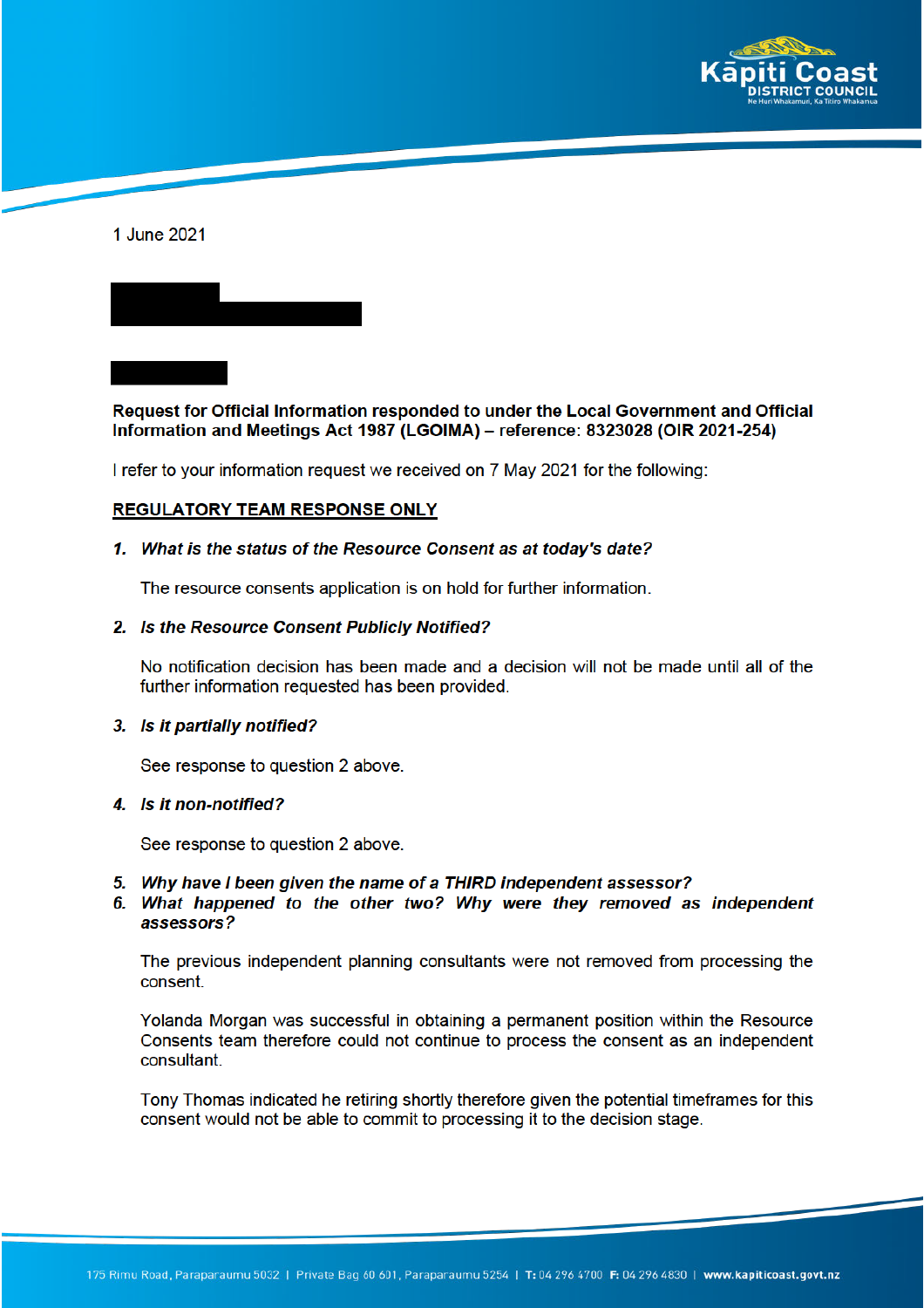1 June 2021

**Request for Official Information responded to under the Local Government and Official Information and Meetings Act 1987 (LGOIMA) – reference: 8323028 (OIR 2021-254)**

I refer to your information request we received on 7 May 2021 for the following:

**<u>REGULATORY TEAM RESPONSE ONLY</u>**

1. ***What is the status of the Resource Consent as at today's date?***

   The resource consents application is on hold for further information.

2. ***Is the Resource Consent Publicly Notified?***

   No notification decision has been made and a decision will not be made until all of the further information requested has been provided.

3. ***Is it partially notified?***

   See response to question 2 above.

4. ***Is it non-notified?***

   See response to question 2 above.

5. ***Why have I been given the name of a THIRD Independent assessor?***
6. ***What happened to the other two? Why were they removed as independent assessors?***

   The previous independent planning consultants were not removed from processing the consent.

   Yolanda Morgan was successful in obtaining a permanent position within the Resource Consents team therefore could not continue to process the consent as an independent consultant.

   Tony Thomas indicated he retiring shortly therefore given the potential timeframes for this consent would not be able to commit to processing it to the decision stage.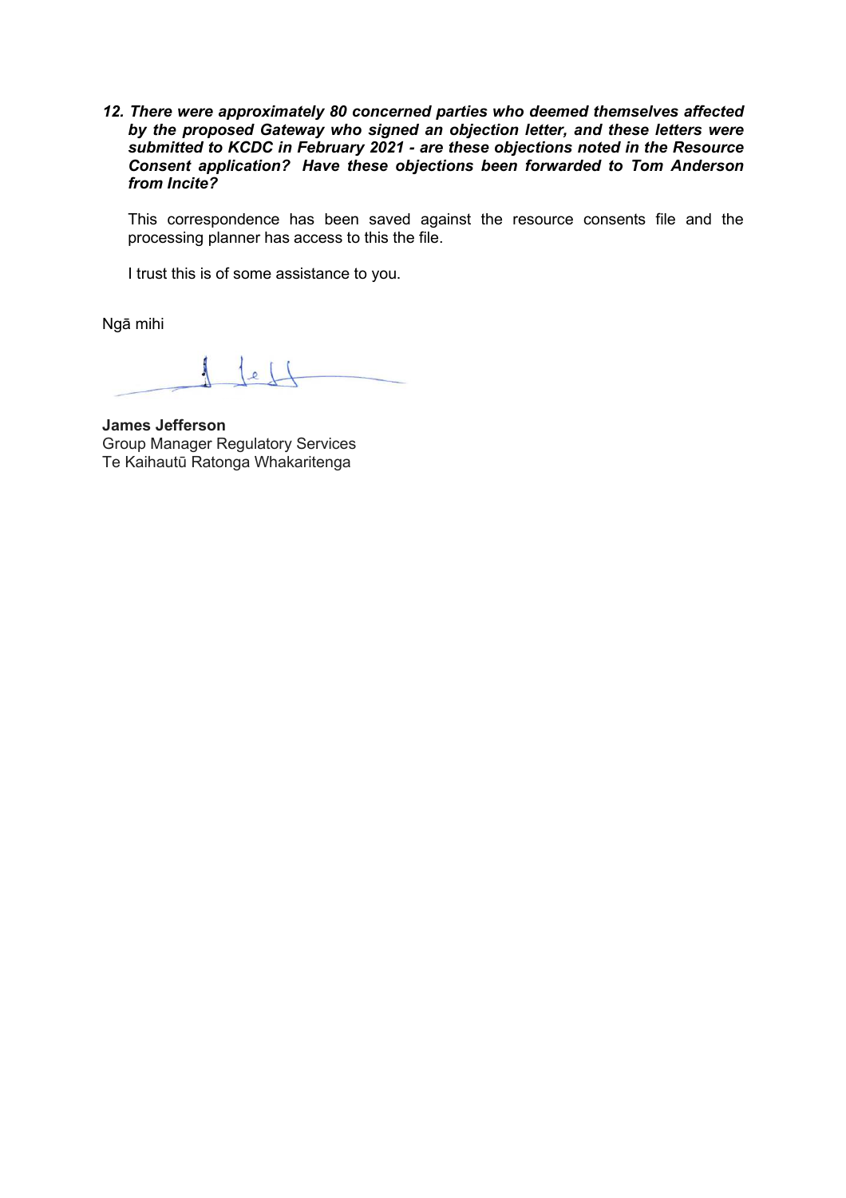12. ***There were approximately 80 concerned parties who deemed themselves affected by the proposed Gateway who signed an objection letter, and these letters were submitted to KCDC in February 2021 - are these objections noted in the Resource Consent application? Have these objections been forwarded to Tom Anderson from Incite?***

    This correspondence has been saved against the resource consents file and the processing planner has access to this the file.

    I trust this is of some assistance to you.

Ngā mihi

**James Jefferson**
Group Manager Regulatory Services
Te Kaihautū Ratonga Whakaritenga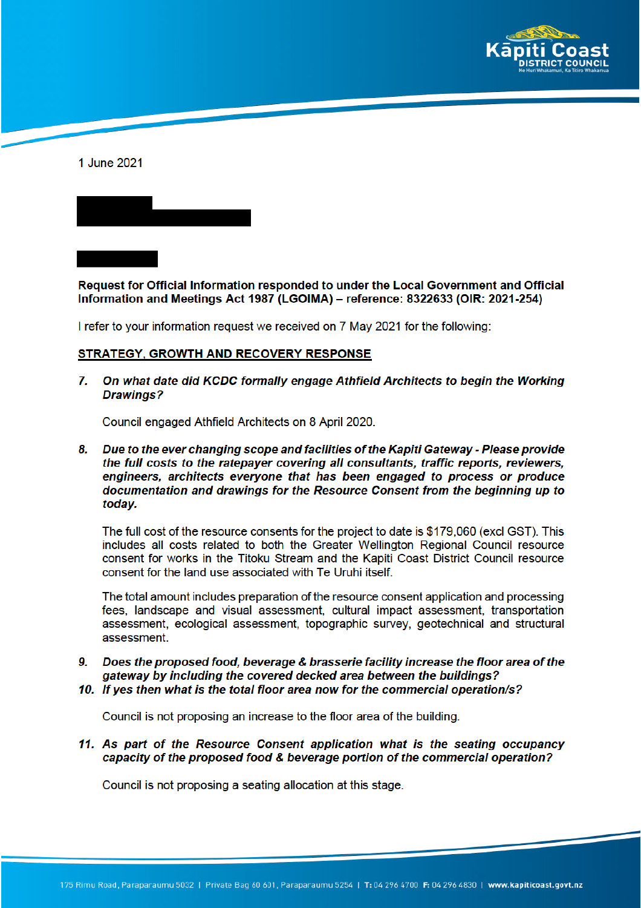1 June 2021

**Request for Official Information responded to under the Local Government and Official Information and Meetings Act 1987 (LGOIMA) – reference: 8322633 (OIR: 2021-254)**

I refer to your information request we received on 7 May 2021 for the following:

**STRATEGY, GROWTH AND RECOVERY RESPONSE**

7. ***On what date did KCDC formally engage Athfield Architects to begin the Working Drawings?***

   Council engaged Athfield Architects on 8 April 2020.

8. ***Due to the ever changing scope and facilities of the Kapiti Gateway - Please provide the full costs to the ratepayer covering all consultants, traffic reports, reviewers, engineers, architects everyone that has been engaged to process or produce documentation and drawings for the Resource Consent from the beginning up to today.***

   The full cost of the resource consents for the project to date is $179,060 (excl GST). This includes all costs related to both the Greater Wellington Regional Council resource consent for works in the Titoku Stream and the Kapiti Coast District Council resource consent for the land use associated with Te Uruhi itself.

   The total amount includes preparation of the resource consent application and processing fees, landscape and visual assessment, cultural impact assessment, transportation assessment, ecological assessment, topographic survey, geotechnical and structural assessment.

9. ***Does the proposed food, beverage & brasserie facility increase the floor area of the gateway by including the covered decked area between the buildings?***
10. ***If yes then what is the total floor area now for the commercial operation/s?***

    Council is not proposing an increase to the floor area of the building.

11. ***As part of the Resource Consent application what is the seating occupancy capacity of the proposed food & beverage portion of the commercial operation?***

    Council is not proposing a seating allocation at this stage.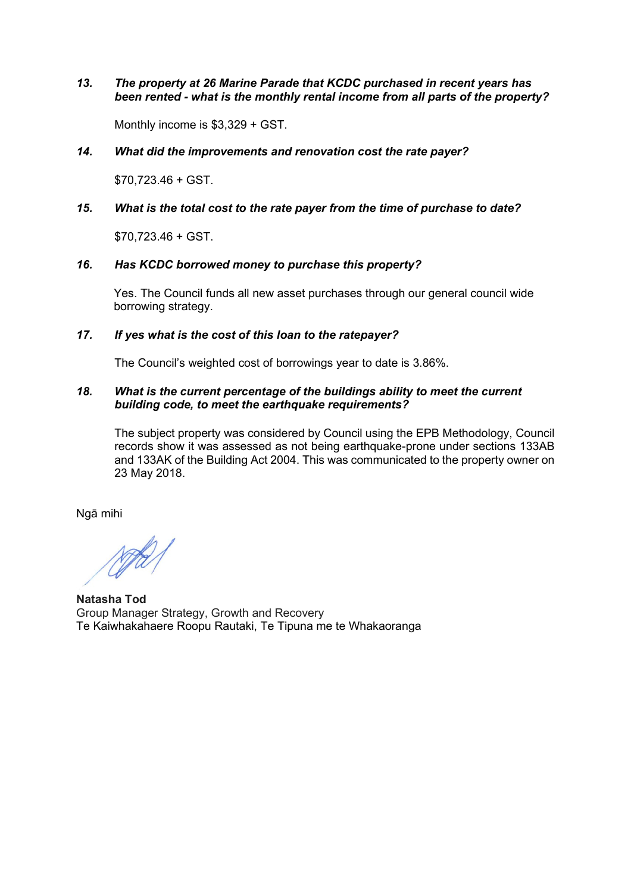13. ***The property at 26 Marine Parade that KCDC purchased in recent years has been rented - what is the monthly rental income from all parts of the property?***

    Monthly income is $3,329 + GST.

14. ***What did the improvements and renovation cost the rate payer?***

    $70,723.46 + GST.

15. ***What is the total cost to the rate payer from the time of purchase to date?***

    $70,723.46 + GST.

16. ***Has KCDC borrowed money to purchase this property?***

    Yes. The Council funds all new asset purchases through our general council wide borrowing strategy.

17. ***If yes what is the cost of this loan to the ratepayer?***

    The Council's weighted cost of borrowings year to date is 3.86%.

18. ***What is the current percentage of the buildings ability to meet the current building code, to meet the earthquake requirements?***

    The subject property was considered by Council using the EPB Methodology, Council records show it was assessed as not being earthquake-prone under sections 133AB and 133AK of the Building Act 2004. This was communicated to the property owner on 23 May 2018.

Ngā mihi

**Natasha Tod**
Group Manager Strategy, Growth and Recovery
Te Kaiwhakahaere Roopu Rautaki, Te Tipuna me te Whakaoranga